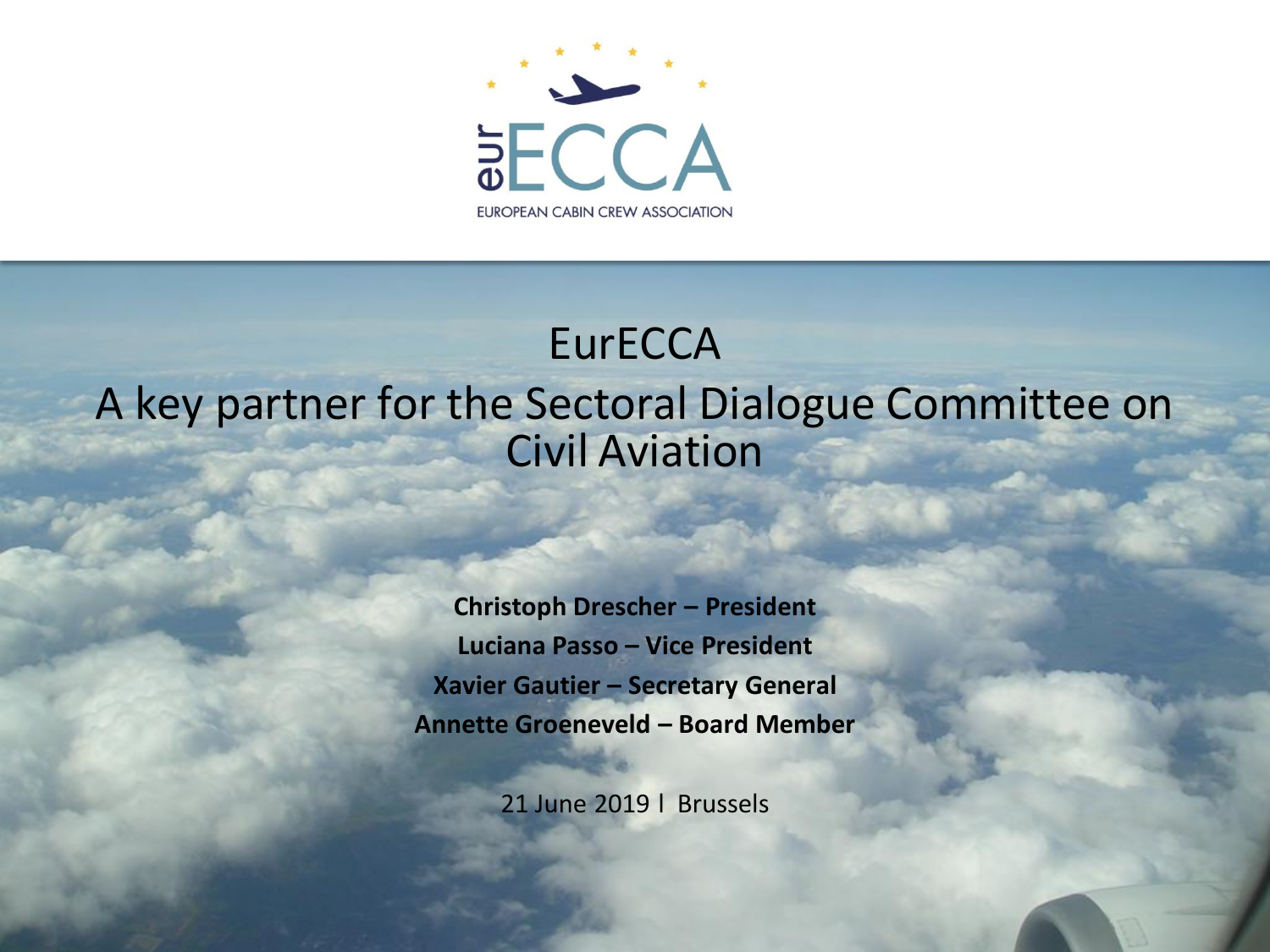EUROPEAN CABIN CREW ASSOCIATION

# EurECCA

## A key partner for the Sectoral Dialogue Committee on Civil Aviation

**Christoph Drescher – President**

**Luciana Passo – Vice President**

**Xavier Gautier – Secretary General**

**Annette Groeneveld – Board Member**

21 June 2019 l Brussels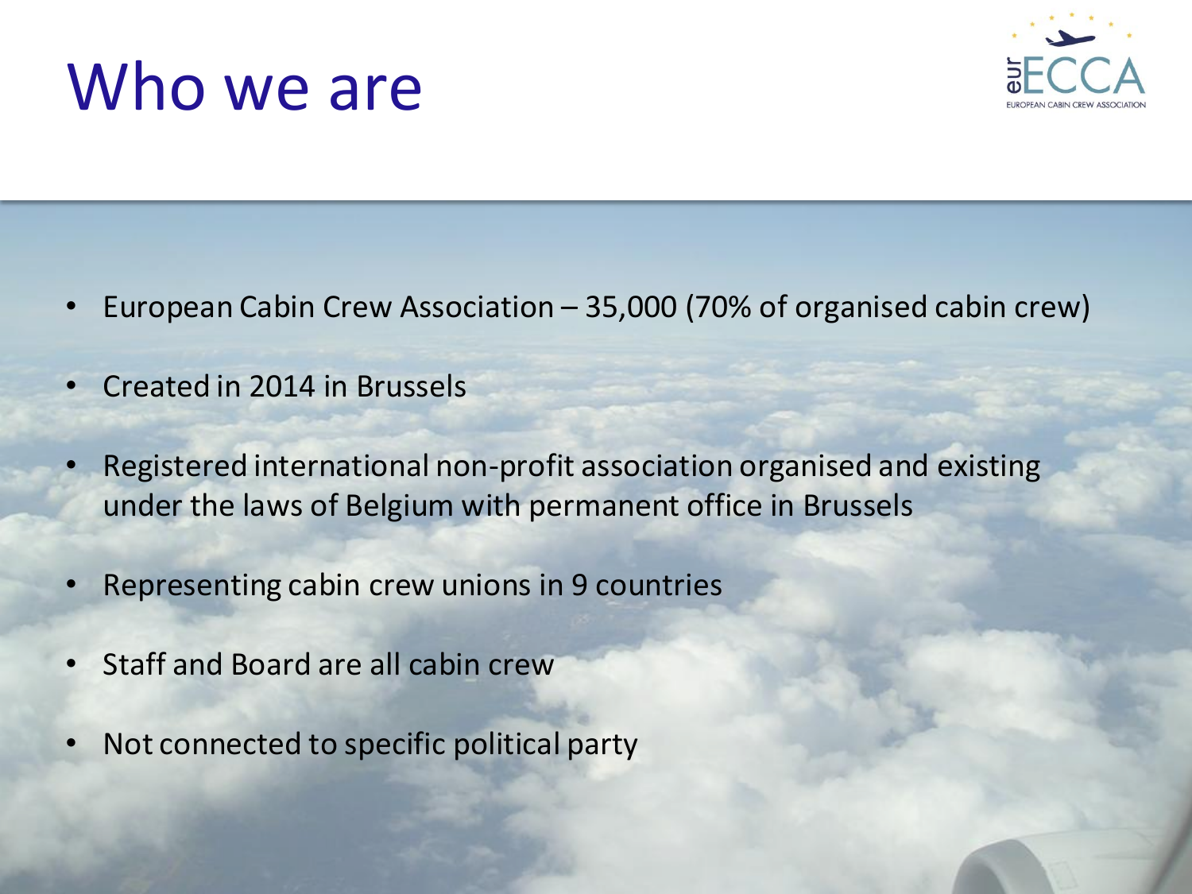# Who we are

- European Cabin Crew Association – 35,000 (70% of organised cabin crew)
- Created in 2014 in Brussels
- Registered international non-profit association organised and existing under the laws of Belgium with permanent office in Brussels
- Representing cabin crew unions in 9 countries
- Staff and Board are all cabin crew
- Not connected to specific political party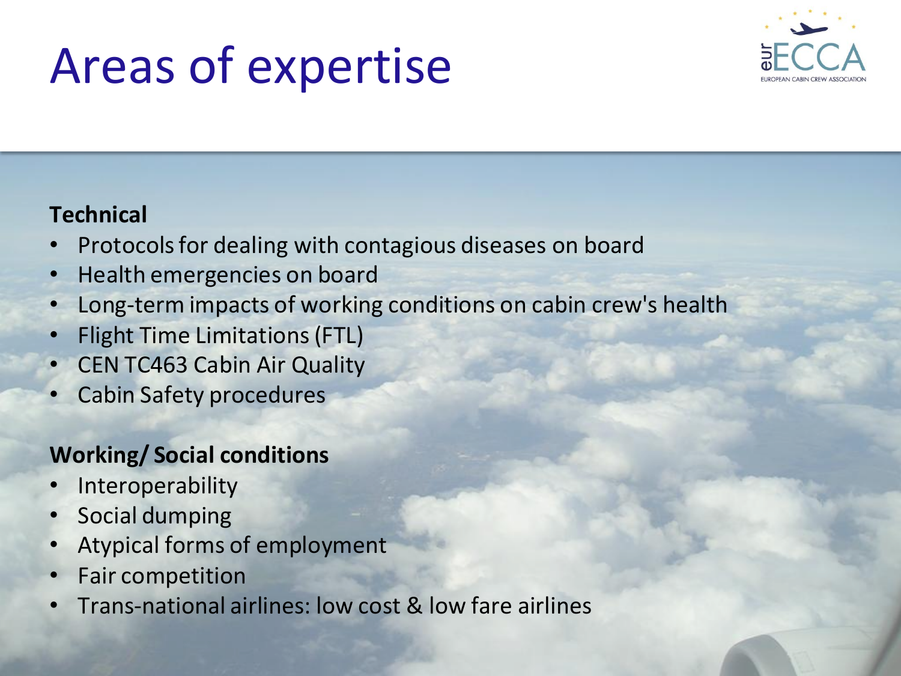# Areas of expertise

**Technical**

- Protocols for dealing with contagious diseases on board
- Health emergencies on board
- Long-term impacts of working conditions on cabin crew's health
- Flight Time Limitations (FTL)
- CEN TC463 Cabin Air Quality
- Cabin Safety procedures

**Working/ Social conditions**

- Interoperability
- Social dumping
- Atypical forms of employment
- Fair competition
- Trans-national airlines: low cost & low fare airlines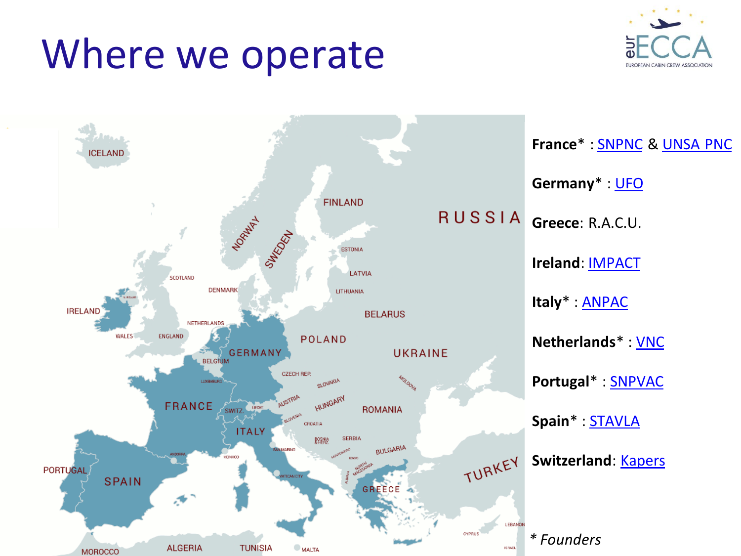# Where we operate

France* : SNPNC & UNSA PNC

Germany* : UFO

Greece: R.A.C.U.

Ireland: IMPACT

Italy* : ANPAC

Netherlands* : VNC

Portugal* : SNPVAC

Spain* : STAVLA

Switzerland: Kapers

*\* Founders*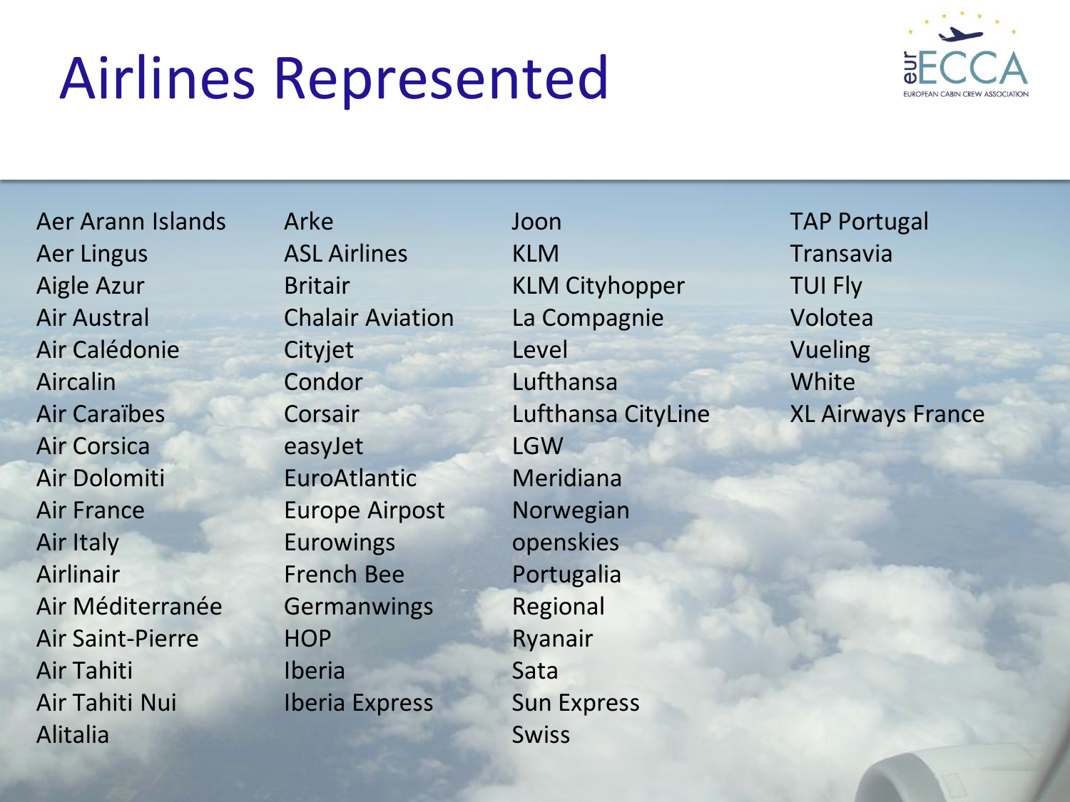# Airlines Represented

Aer Arann Islands
Aer Lingus
Aigle Azur
Air Austral
Air Calédonie
Aircalin
Air Caraïbes
Air Corsica
Air Dolomiti
Air France
Air Italy
Airlinair
Air Méditerranée
Air Saint-Pierre
Air Tahiti
Air Tahiti Nui
Alitalia
Arke
ASL Airlines
Britair
Chalair Aviation
Cityjet
Condor
Corsair
easyJet
EuroAtlantic
Europe Airpost
Eurowings
French Bee
Germanwings
HOP
Iberia
Iberia Express
Joon
KLM
KLM Cityhopper
La Compagnie
Level
Lufthansa
Lufthansa CityLine
LGW
Meridiana
Norwegian
openskies
Portugalia
Regional
Ryanair
Sata
Sun Express
Swiss
TAP Portugal
Transavia
TUI Fly
Volotea
Vueling
White
XL Airways France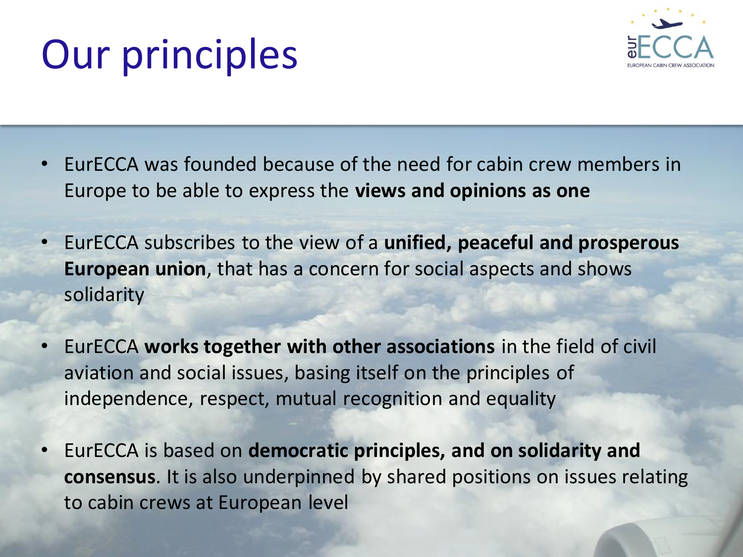# Our principles

- EurECCA was founded because of the need for cabin crew members in Europe to be able to express the **views and opinions as one**
- EurECCA subscribes to the view of a **unified, peaceful and prosperous European union**, that has a concern for social aspects and shows solidarity
- EurECCA **works together with other associations** in the field of civil aviation and social issues, basing itself on the principles of independence, respect, mutual recognition and equality
- EurECCA is based on **democratic principles, and on solidarity and consensus**. It is also underpinned by shared positions on issues relating to cabin crews at European level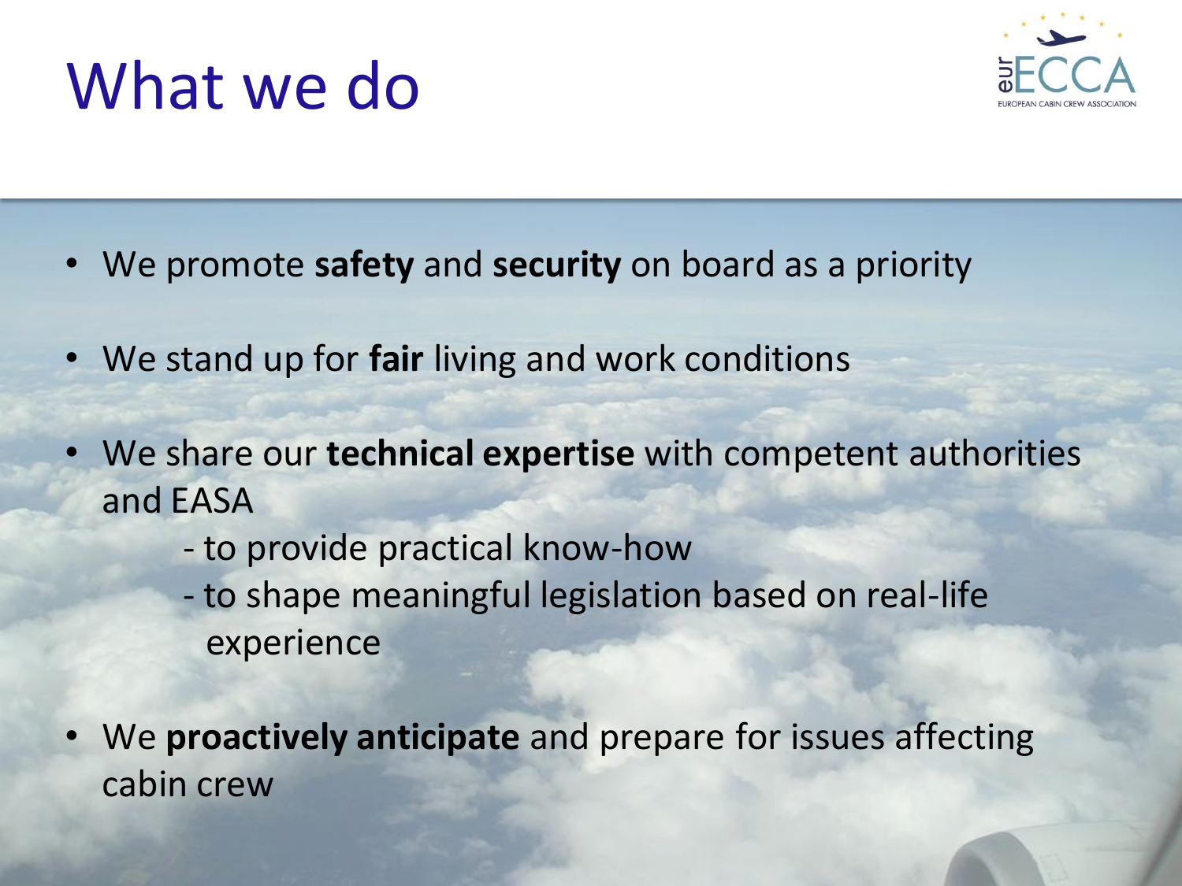# What we do

- We promote **safety** and **security** on board as a priority
- We stand up for **fair** living and work conditions
- We share our **technical expertise** with competent authorities and EASA
  - to provide practical know-how
  - to shape meaningful legislation based on real-life experience
- We **proactively anticipate** and prepare for issues affecting cabin crew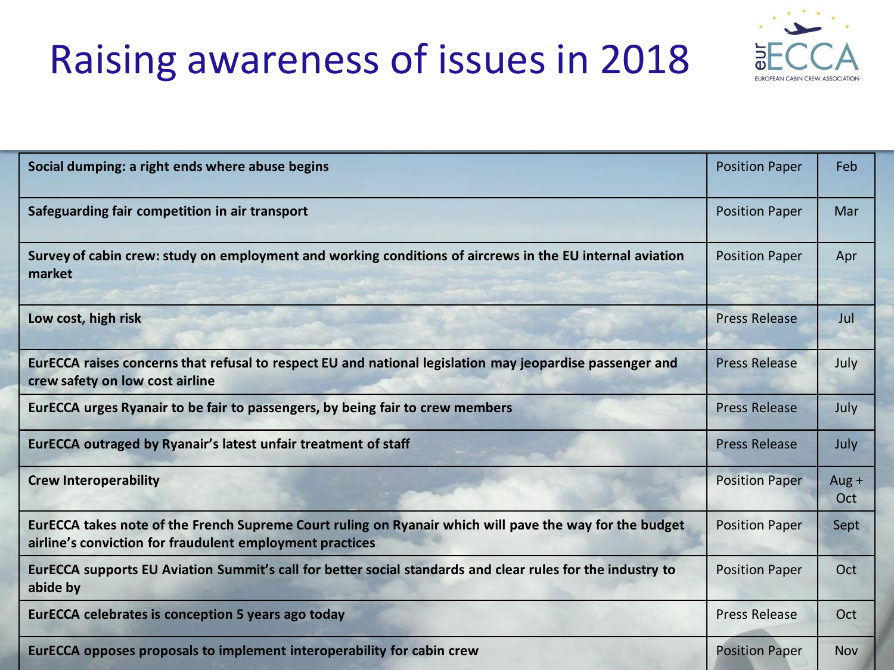# Raising awareness of issues in 2018

| | | |
|---|---|---|
| **Social dumping: a right ends where abuse begins** | Position Paper | Feb |
| **Safeguarding fair competition in air transport** | Position Paper | Mar |
| **Survey of cabin crew: study on employment and working conditions of aircrews in the EU internal aviation market** | Position Paper | Apr |
| **Low cost, high risk** | Press Release | Jul |
| **EurECCA raises concerns that refusal to respect EU and national legislation may jeopardise passenger and crew safety on low cost airline** | Press Release | July |
| **EurECCA urges Ryanair to be fair to passengers, by being fair to crew members** | Press Release | July |
| **EurECCA outraged by Ryanair's latest unfair treatment of staff** | Press Release | July |
| **Crew Interoperability** | Position Paper | Aug + Oct |
| **EurECCA takes note of the French Supreme Court ruling on Ryanair which will pave the way for the budget airline's conviction for fraudulent employment practices** | Position Paper | Sept |
| **EurECCA supports EU Aviation Summit's call for better social standards and clear rules for the industry to abide by** | Position Paper | Oct |
| **EurECCA celebrates is conception 5 years ago today** | Press Release | Oct |
| **EurECCA opposes proposals to implement interoperability for cabin crew** | Position Paper | Nov |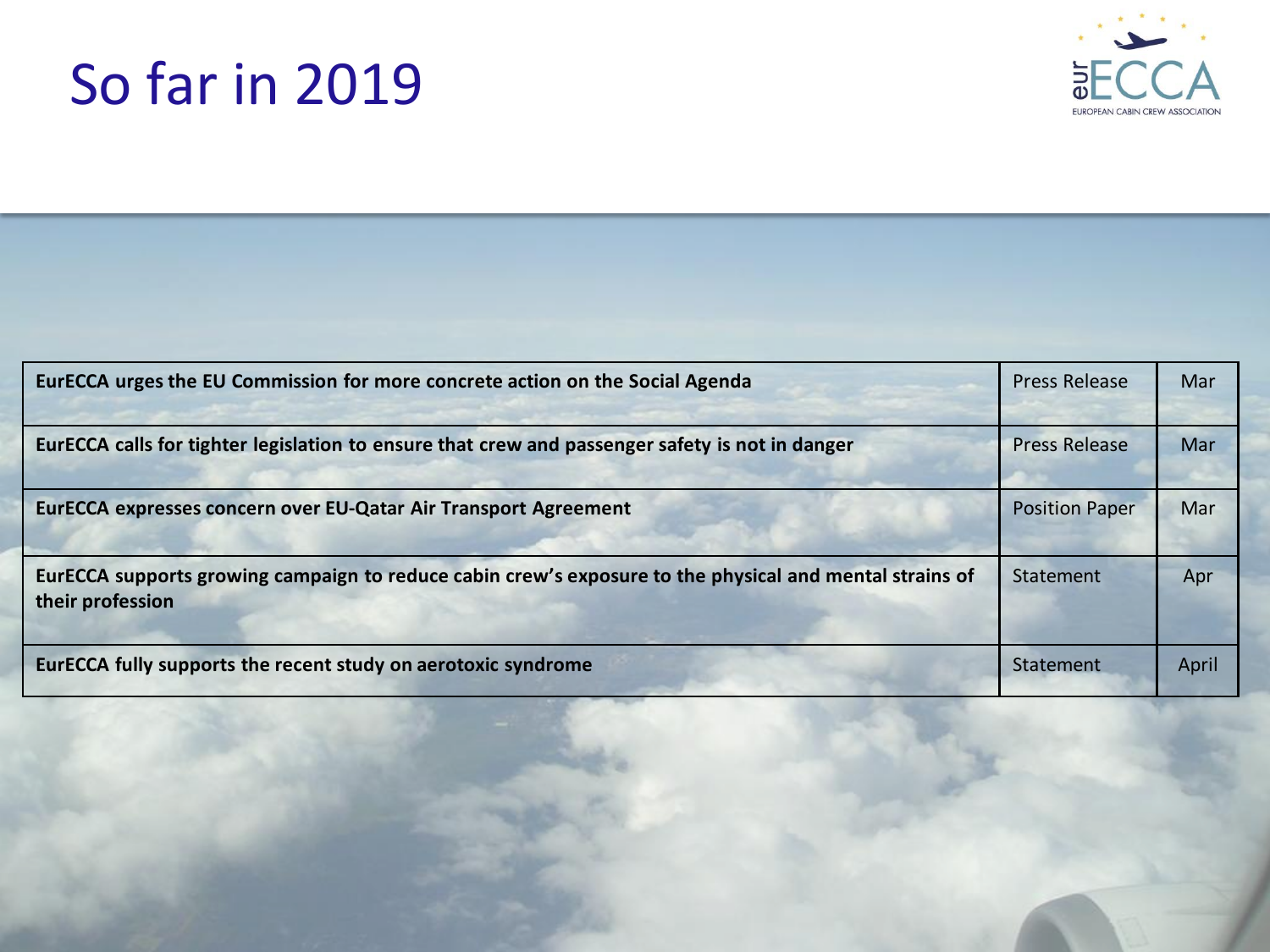# So far in 2019

| | | |
|---|---|---|
| **EurECCA urges the EU Commission for more concrete action on the Social Agenda** | Press Release | Mar |
| **EurECCA calls for tighter legislation to ensure that crew and passenger safety is not in danger** | Press Release | Mar |
| **EurECCA expresses concern over EU-Qatar Air Transport Agreement** | Position Paper | Mar |
| **EurECCA supports growing campaign to reduce cabin crew's exposure to the physical and mental strains of their profession** | Statement | Apr |
| **EurECCA fully supports the recent study on aerotoxic syndrome** | Statement | April |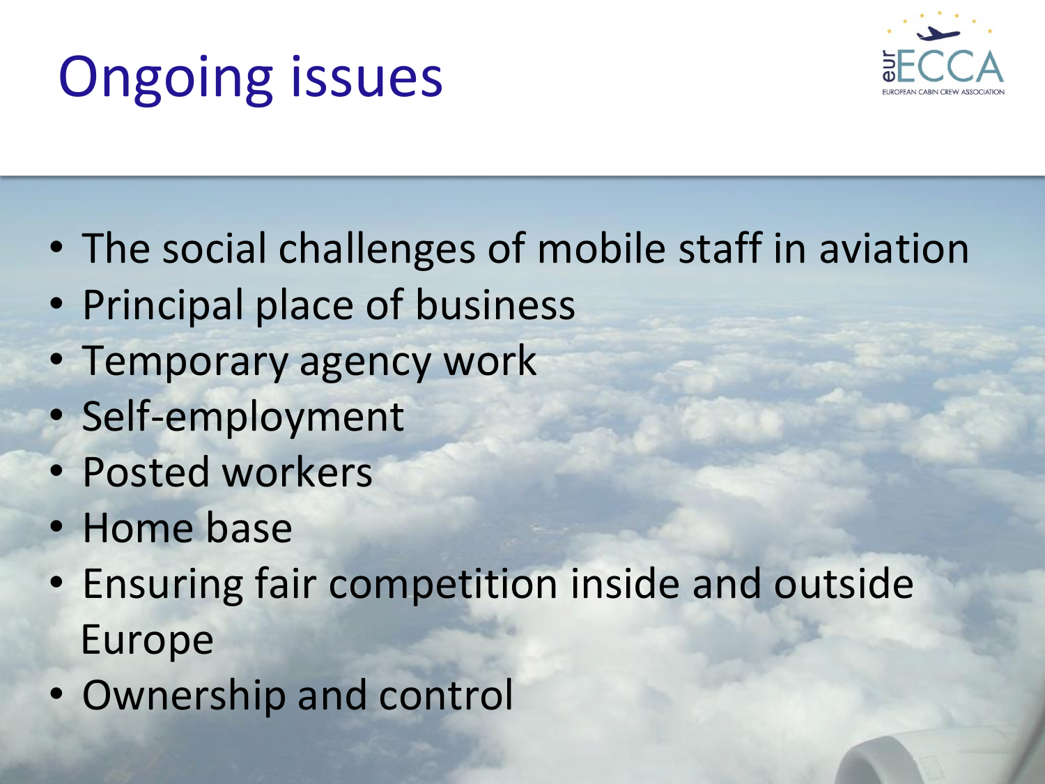# Ongoing issues

- The social challenges of mobile staff in aviation
- Principal place of business
- Temporary agency work
- Self-employment
- Posted workers
- Home base
- Ensuring fair competition inside and outside Europe
- Ownership and control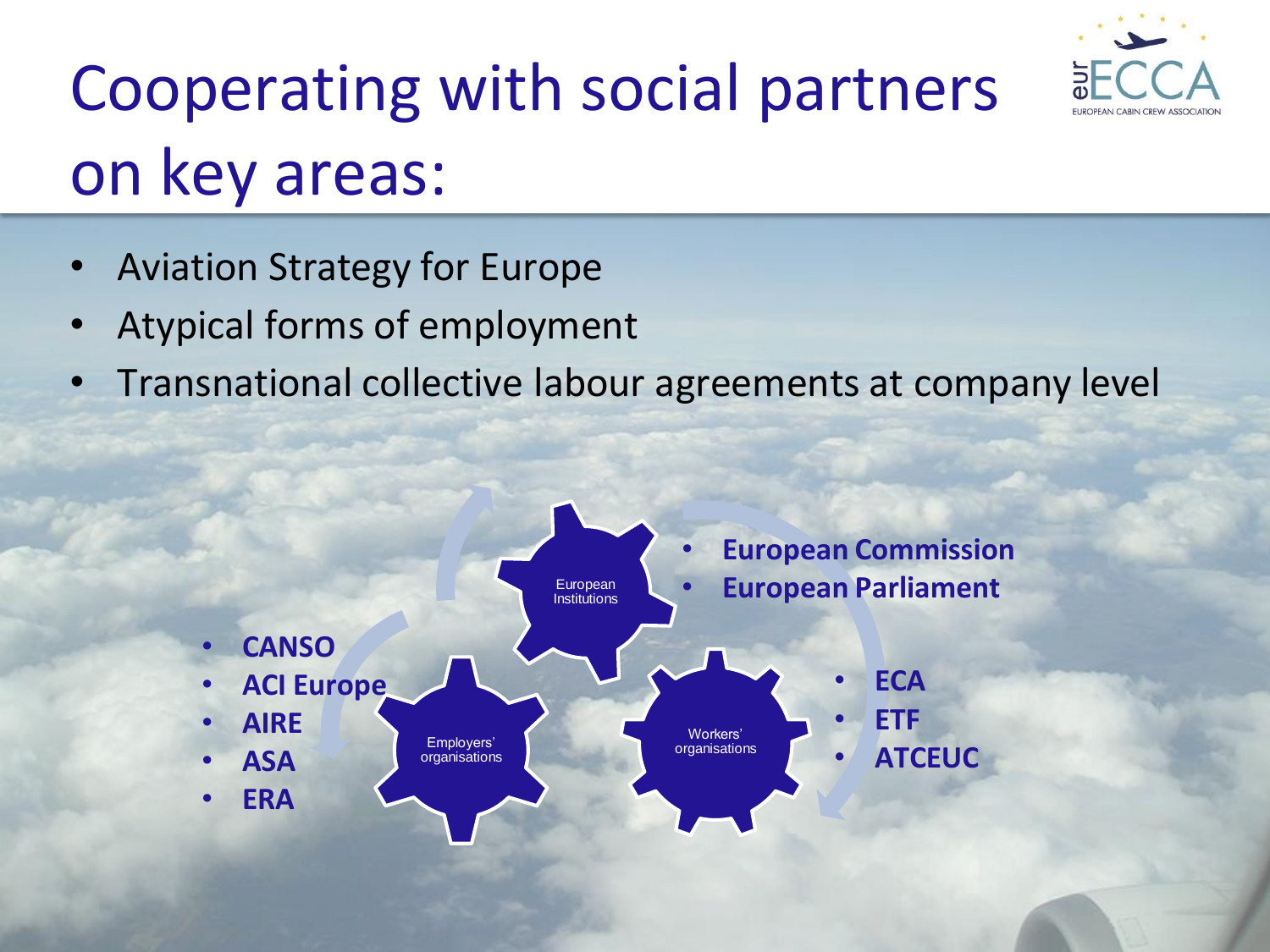# Cooperating with social partners on key areas:

- Aviation Strategy for Europe
- Atypical forms of employment
- Transnational collective labour agreements at company level

European Institutions

- **European Commission**
- **European Parliament**

Employers' organisations

- **CANSO**
- **ACI Europe**
- **AIRE**
- **ASA**
- **ERA**

Workers' organisations

- **ECA**
- **ETF**
- **ATCEUC**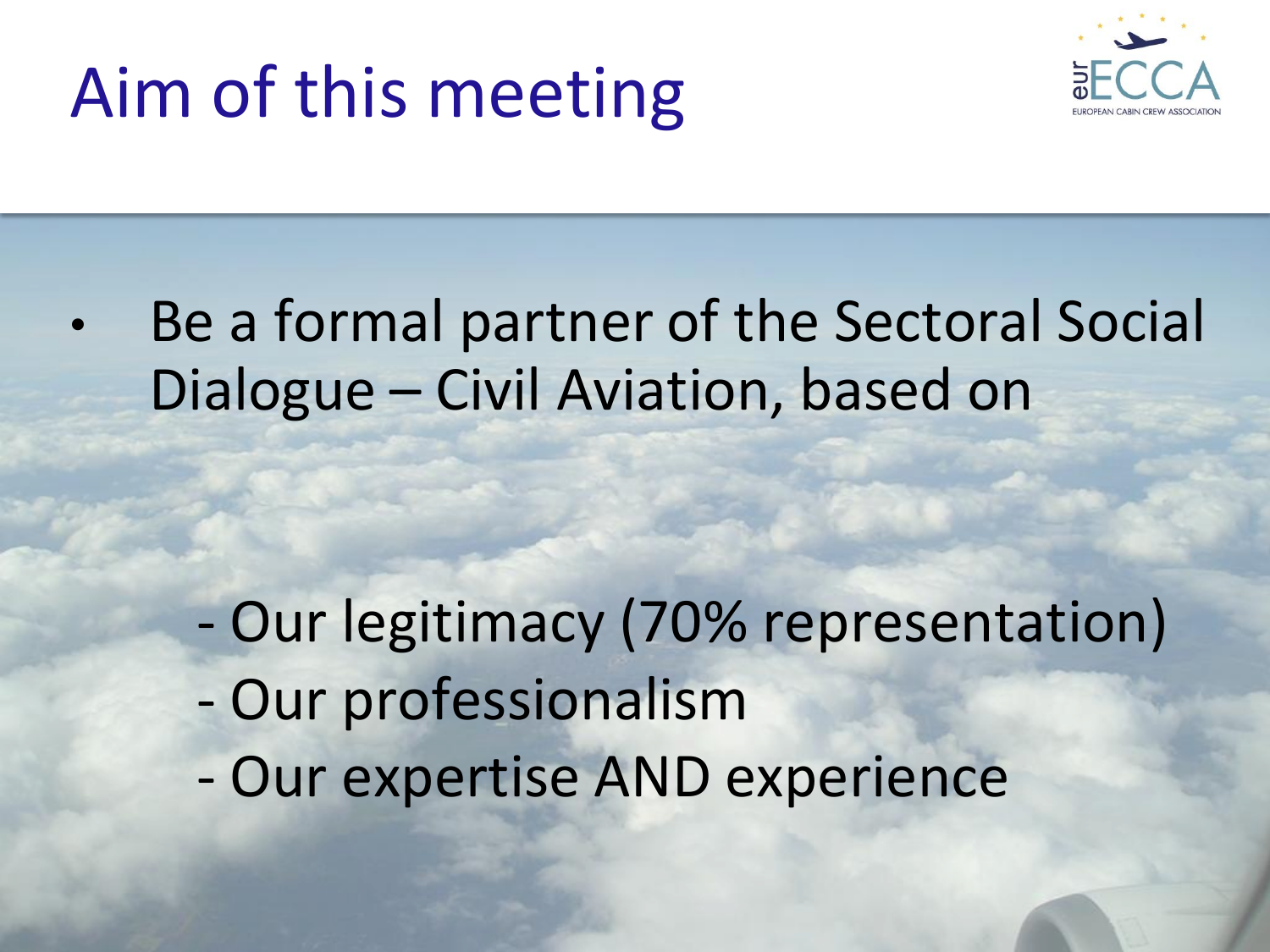# Aim of this meeting

- Be a formal partner of the Sectoral Social Dialogue – Civil Aviation, based on

  - Our legitimacy (70% representation)
  - Our professionalism
  - Our expertise AND experience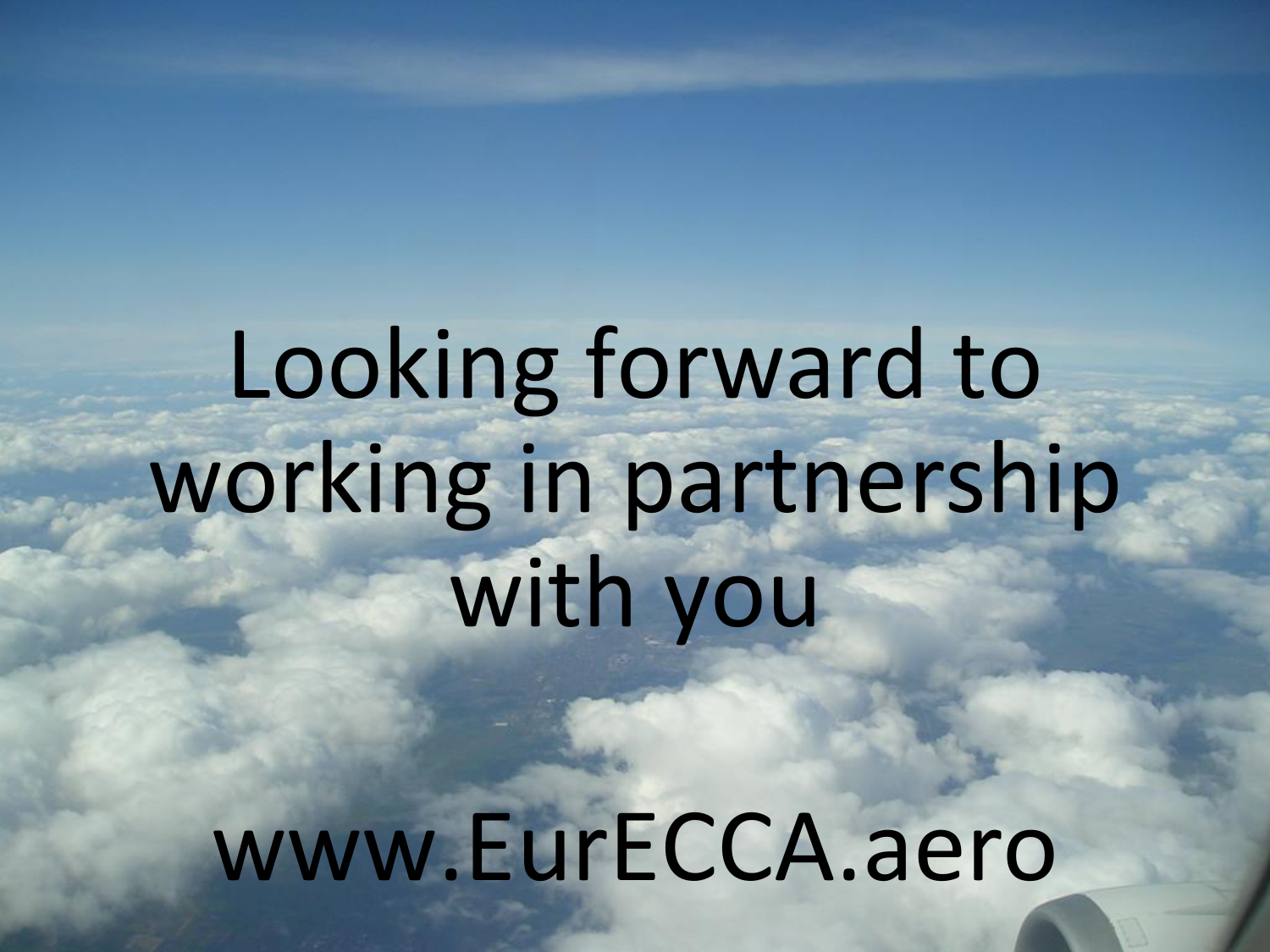Looking forward to working in partnership with you

www.EurECCA.aero